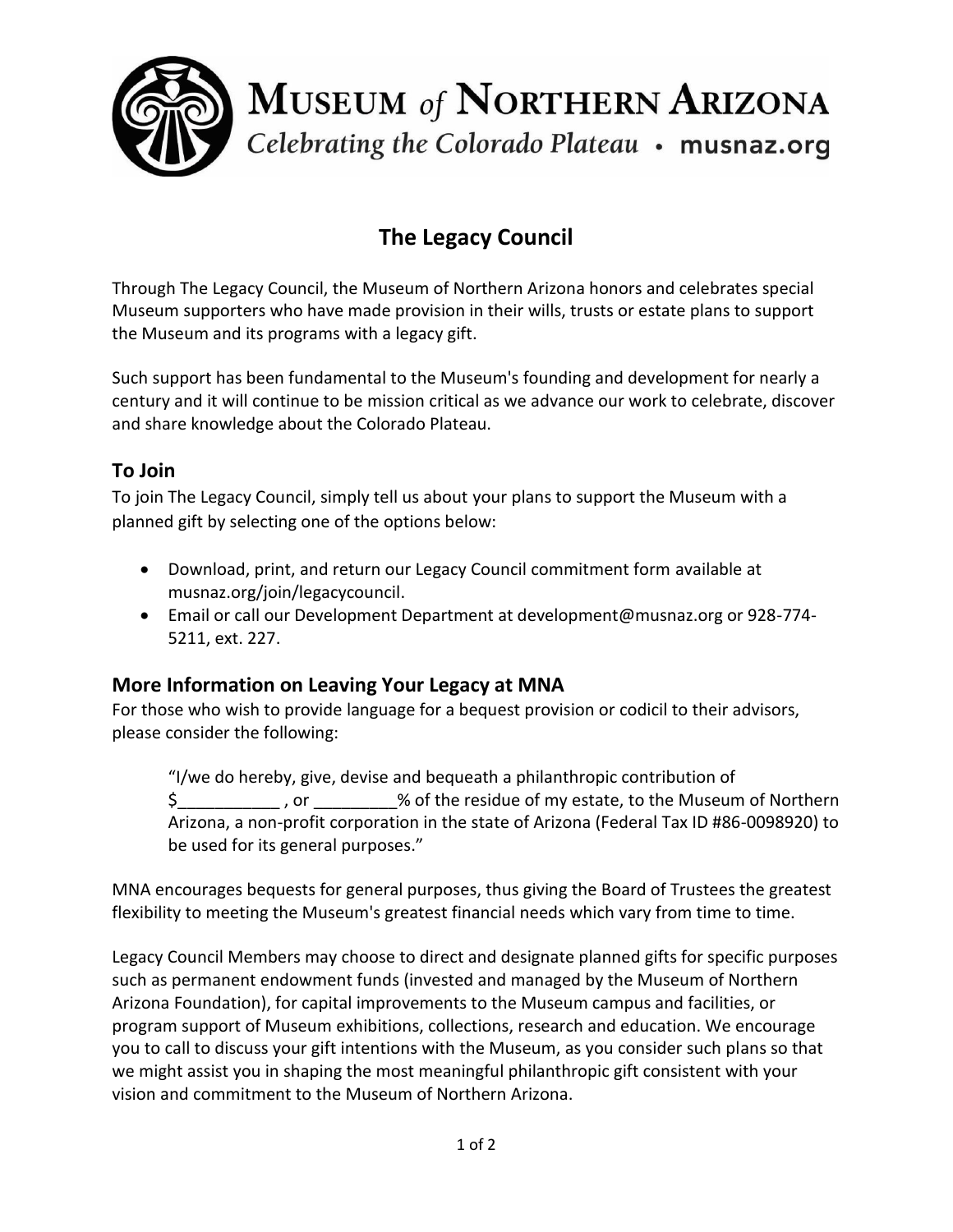# MUSEUM *of* NORTHERN ARIZONA

*Celebrating the Colorado Plateau* • **musnaz.org**

## The Legacy Council

Through The Legacy Council, the Museum of Northern Arizona honors and celebrates special Museum supporters who have made provision in their wills, trusts or estate plans to support the Museum and its programs with a legacy gift.

Such support has been fundamental to the Museum's founding and development for nearly a century and it will continue to be mission critical as we advance our work to celebrate, discover and share knowledge about the Colorado Plateau.

### To Join

To join The Legacy Council, simply tell us about your plans to support the Museum with a planned gift by selecting one of the options below:

- Download, print, and return our Legacy Council commitment form available at musnaz.org/join/legacycouncil.
- Email or call our Development Department at development@musnaz.org or 928-774-5211, ext. 227.

### More Information on Leaving Your Legacy at MNA

For those who wish to provide language for a bequest provision or codicil to their advisors, please consider the following:

> "I/we do hereby, give, devise and bequeath a philanthropic contribution of $___________ , or _________% of the residue of my estate, to the Museum of Northern Arizona, a non-profit corporation in the state of Arizona (Federal Tax ID #86-0098920) to be used for its general purposes."

MNA encourages bequests for general purposes, thus giving the Board of Trustees the greatest flexibility to meeting the Museum's greatest financial needs which vary from time to time.

Legacy Council Members may choose to direct and designate planned gifts for specific purposes such as permanent endowment funds (invested and managed by the Museum of Northern Arizona Foundation), for capital improvements to the Museum campus and facilities, or program support of Museum exhibitions, collections, research and education. We encourage you to call to discuss your gift intentions with the Museum, as you consider such plans so that we might assist you in shaping the most meaningful philanthropic gift consistent with your vision and commitment to the Museum of Northern Arizona.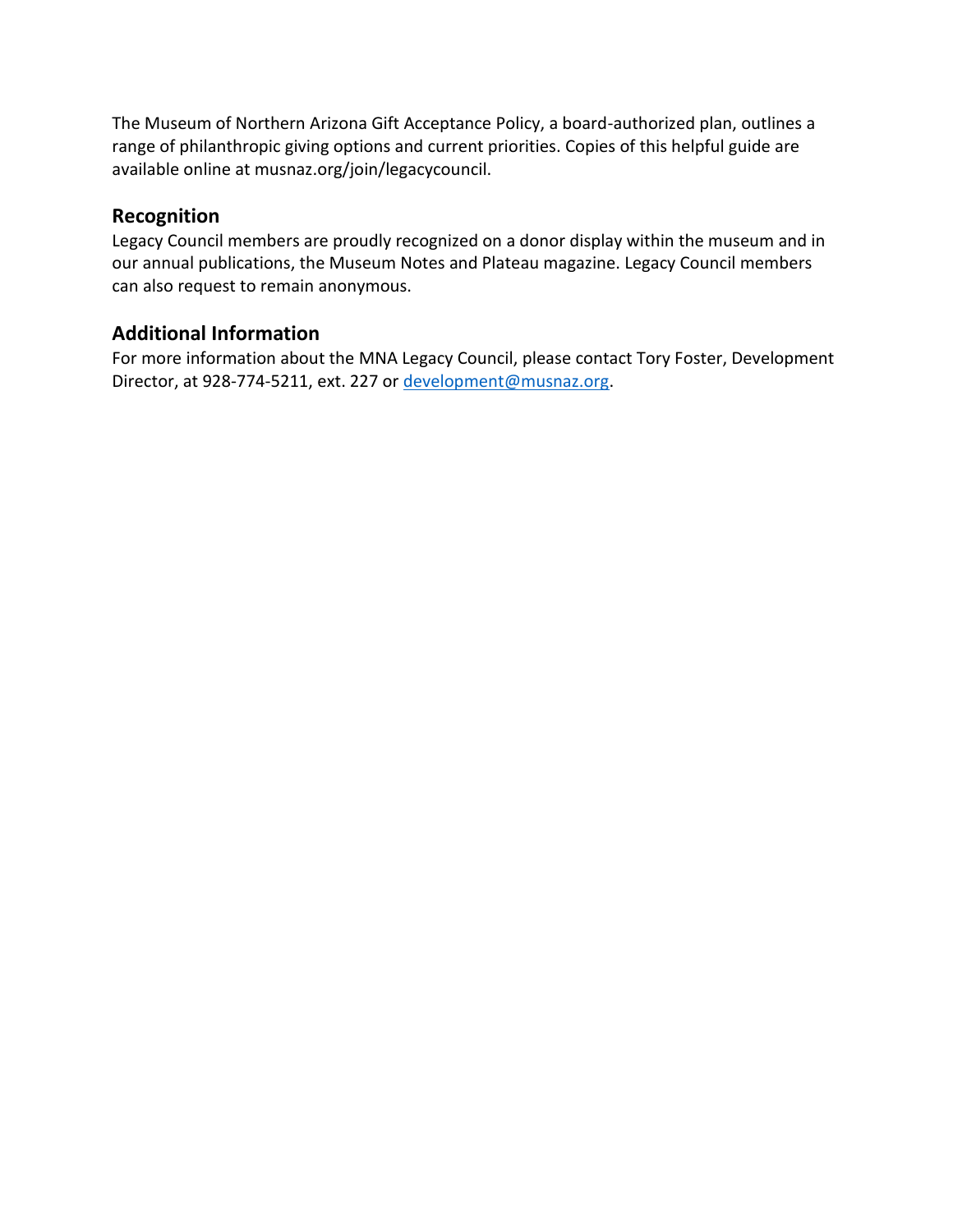The Museum of Northern Arizona Gift Acceptance Policy, a board-authorized plan, outlines a range of philanthropic giving options and current priorities. Copies of this helpful guide are available online at musnaz.org/join/legacycouncil.

## Recognition

Legacy Council members are proudly recognized on a donor display within the museum and in our annual publications, the Museum Notes and Plateau magazine. Legacy Council members can also request to remain anonymous.

## Additional Information

For more information about the MNA Legacy Council, please contact Tory Foster, Development Director, at 928-774-5211, ext. 227 or [development@musnaz.org](mailto:development@musnaz.org).